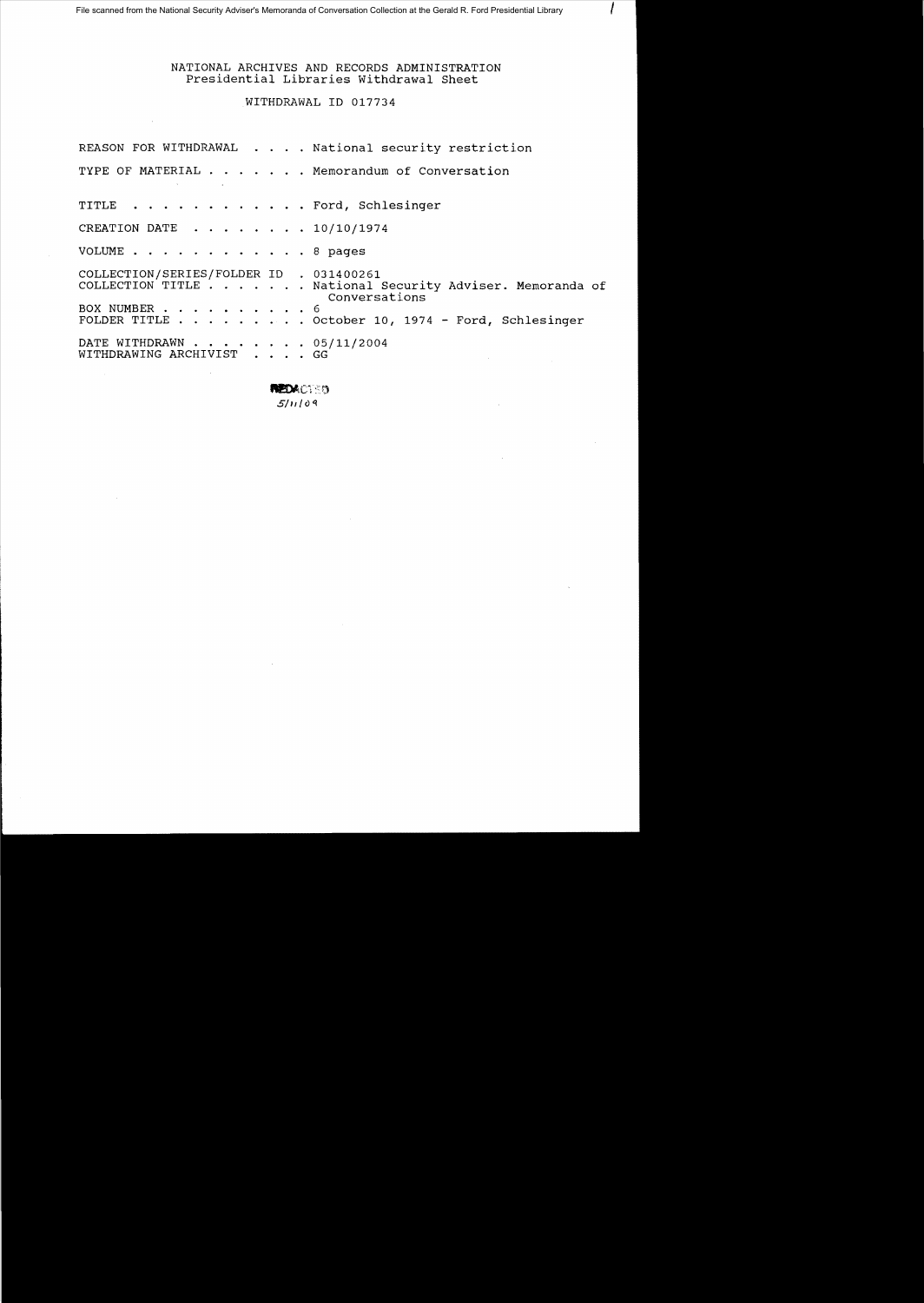File scanned from the National Security Adviser's Memoranda of Conversation Collection at the Gerald R. Ford Presidential Library

NATIONAL ARCHIVES AND RECORDS ADMINISTRATION
Presidential Libraries Withdrawal Sheet

WITHDRAWAL ID 017734

REASON FOR WITHDRAWAL . . . . National security restriction

TYPE OF MATERIAL . . . . . . . Memorandum of Conversation

TITLE . . . . . . . . . . . . Ford, Schlesinger

CREATION DATE . . . . . . . . 10/10/1974

VOLUME . . . . . . . . . . . . 8 pages

COLLECTION/SERIES/FOLDER ID . 031400261
COLLECTION TITLE . . . . . . . National Security Adviser. Memoranda of Conversations
BOX NUMBER . . . . . . . . . . 6
FOLDER TITLE . . . . . . . . . October 10, 1974 - Ford, Schlesinger

DATE WITHDRAWN . . . . . . . . 05/11/2004
WITHDRAWING ARCHIVIST . . . . GG

REDACTED
5/11/09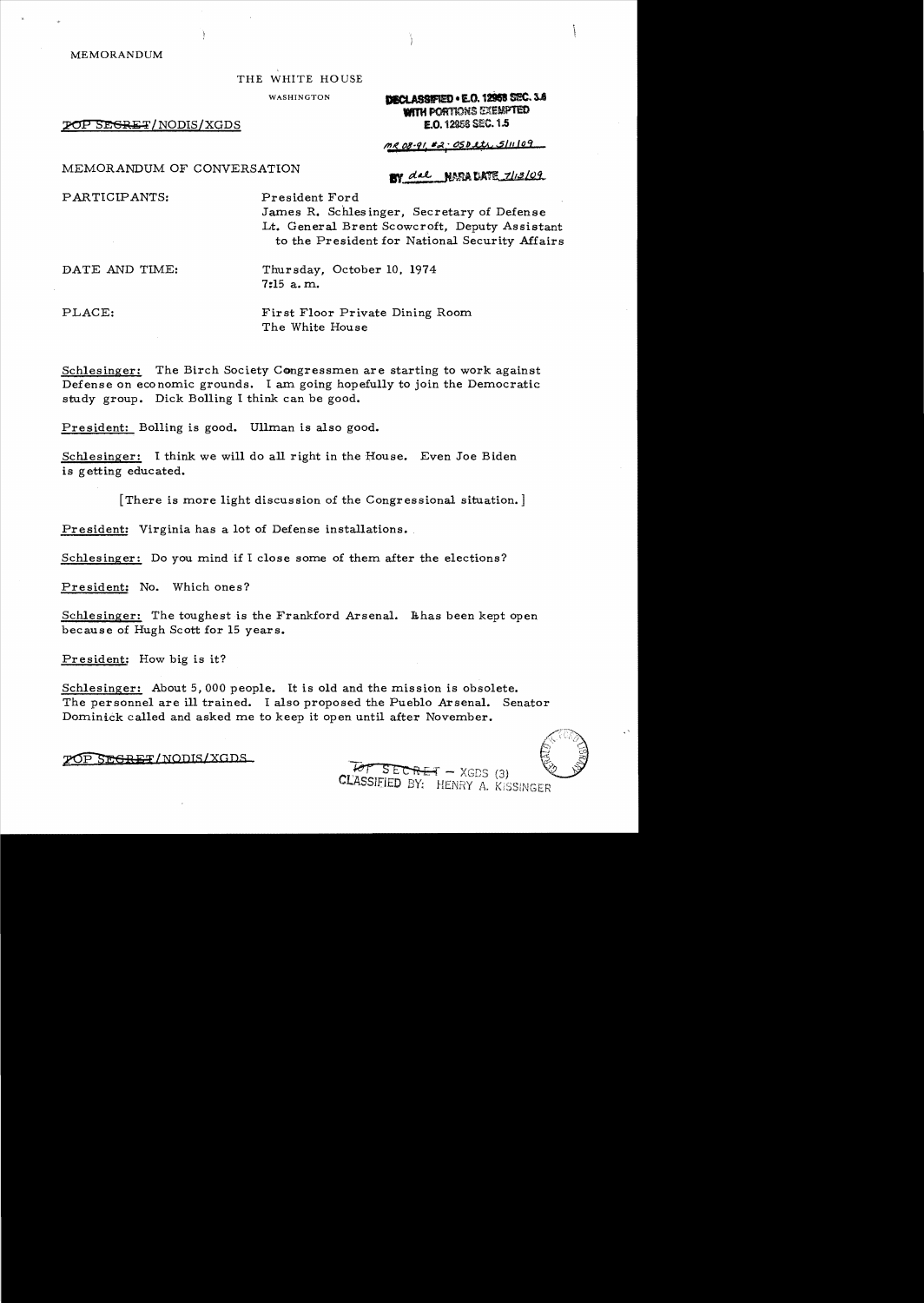MEMORANDUM

THE WHITE HOUSE

WASHINGTON

TOP SECRET/NODIS/XGDS

DECLASSIFIED • E.O. 12958 SEC. 3.6
WITH PORTIONS EXEMPTED
E.O. 12958 SEC. 1.5

MR 08-91, #2; OSD ltr 5/11/09

BY dal NARA DATE 7/13/09

MEMORANDUM OF CONVERSATION

PARTICIPANTS: President Ford
James R. Schlesinger, Secretary of Defense
Lt. General Brent Scowcroft, Deputy Assistant to the President for National Security Affairs

DATE AND TIME: Thursday, October 10, 1974
7:15 a.m.

PLACE: First Floor Private Dining Room
The White House

Schlesinger: The Birch Society Congressmen are starting to work against Defense on economic grounds. I am going hopefully to join the Democratic study group. Dick Bolling I think can be good.

President: Bolling is good. Ullman is also good.

Schlesinger: I think we will do all right in the House. Even Joe Biden is getting educated.

[There is more light discussion of the Congressional situation.]

President: Virginia has a lot of Defense installations.

Schlesinger: Do you mind if I close some of them after the elections?

President: No. Which ones?

Schlesinger: The toughest is the Frankford Arsenal. It has been kept open because of Hugh Scott for 15 years.

President: How big is it?

Schlesinger: About 5,000 people. It is old and the mission is obsolete. The personnel are ill trained. I also proposed the Pueblo Arsenal. Senator Dominick called and asked me to keep it open until after November.

TOP SECRET/NODIS/XGDS

TOP SECRET – XGDS (3)
CLASSIFIED BY: HENRY A. KISSINGER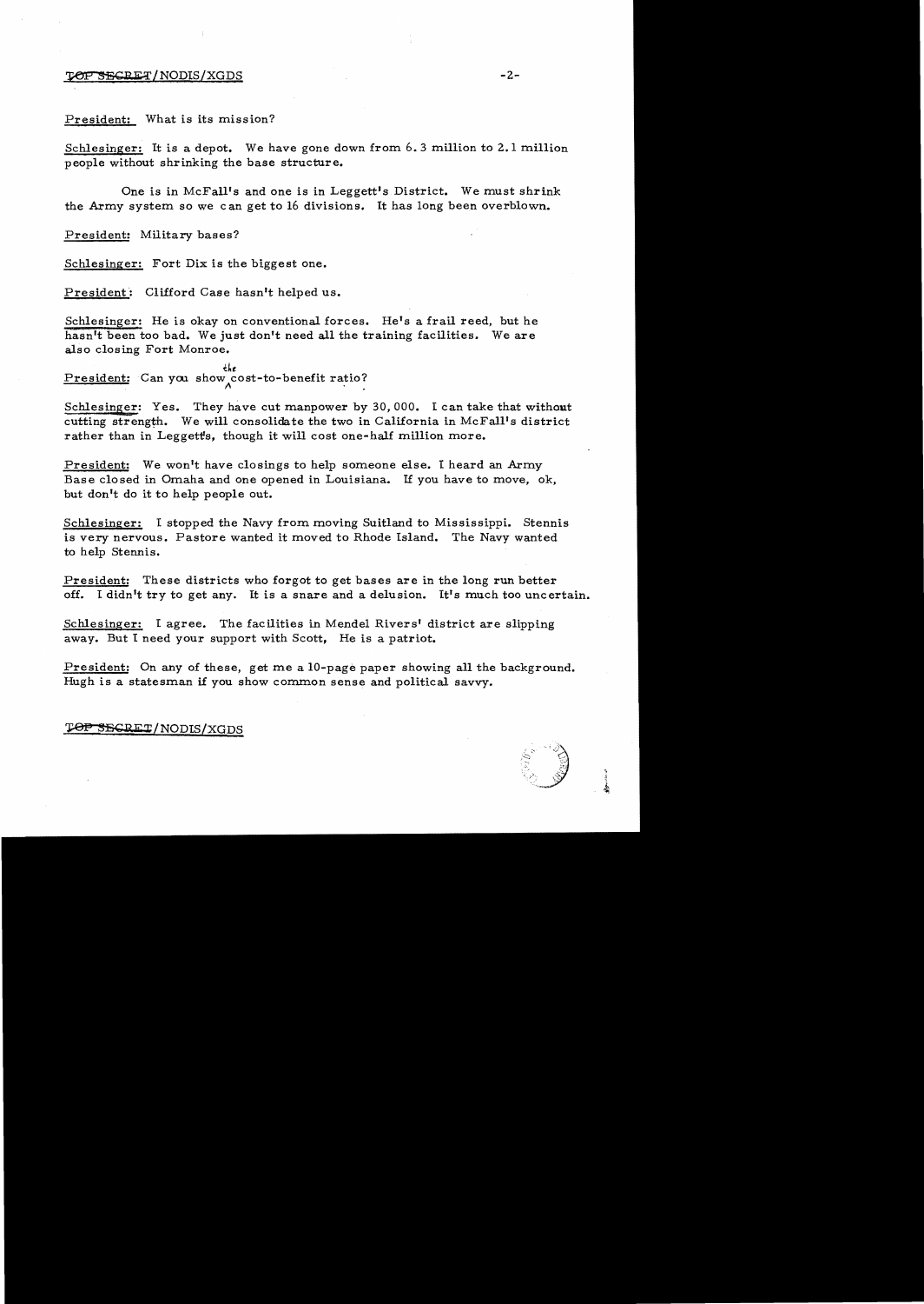President: What is its mission?

Schlesinger: It is a depot. We have gone down from 6.3 million to 2.1 million people without shrinking the base structure.

One is in McFall's and one is in Leggett's District. We must shrink the Army system so we can get to 16 divisions. It has long been overblown.

President: Military bases?

Schlesinger: Fort Dix is the biggest one.

President: Clifford Case hasn't helped us.

Schlesinger: He is okay on conventional forces. He's a frail reed, but he hasn't been too bad. We just don't need all the training facilities. We are also closing Fort Monroe.

President: Can you show the cost-to-benefit ratio?

Schlesinger: Yes. They have cut manpower by 30,000. I can take that without cutting strength. We will consolidate the two in California in McFall's district rather than in Leggett's, though it will cost one-half million more.

President: We won't have closings to help someone else. I heard an Army Base closed in Omaha and one opened in Louisiana. If you have to move, ok, but don't do it to help people out.

Schlesinger: I stopped the Navy from moving Suitland to Mississippi. Stennis is very nervous. Pastore wanted it moved to Rhode Island. The Navy wanted to help Stennis.

President: These districts who forgot to get bases are in the long run better off. I didn't try to get any. It is a snare and a delusion. It's much too uncertain.

Schlesinger: I agree. The facilities in Mendel Rivers' district are slipping away. But I need your support with Scott, He is a patriot.

President: On any of these, get me a 10-page paper showing all the background. Hugh is a statesman if you show common sense and political savvy.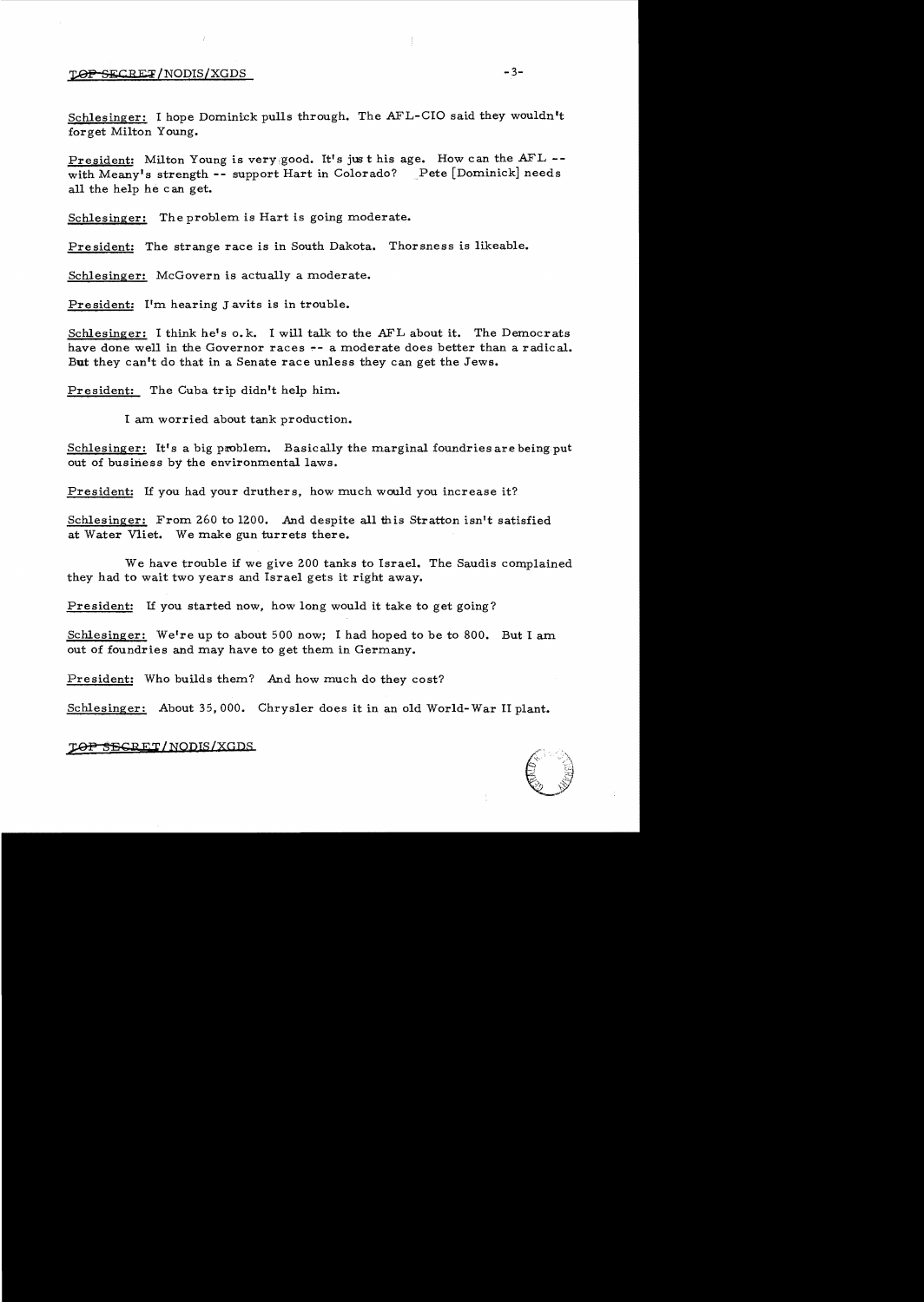Schlesinger: I hope Dominick pulls through. The AFL-CIO said they wouldn't forget Milton Young.

President: Milton Young is very good. It's just his age. How can the AFL -- with Meany's strength -- support Hart in Colorado? Pete [Dominick] needs all the help he can get.

Schlesinger: The problem is Hart is going moderate.

President: The strange race is in South Dakota. Thorsness is likeable.

Schlesinger: McGovern is actually a moderate.

President: I'm hearing Javits is in trouble.

Schlesinger: I think he's o.k. I will talk to the AFL about it. The Democrats have done well in the Governor races -- a moderate does better than a radical. But they can't do that in a Senate race unless they can get the Jews.

President: The Cuba trip didn't help him.

I am worried about tank production.

Schlesinger: It's a big problem. Basically the marginal foundries are being put out of business by the environmental laws.

President: If you had your druthers, how much would you increase it?

Schlesinger: From 260 to 1200. And despite all this Stratton isn't satisfied at Water Vliet. We make gun turrets there.

We have trouble if we give 200 tanks to Israel. The Saudis complained they had to wait two years and Israel gets it right away.

President: If you started now, how long would it take to get going?

Schlesinger: We're up to about 500 now; I had hoped to be to 800. But I am out of foundries and may have to get them in Germany.

President: Who builds them? And how much do they cost?

Schlesinger: About 35,000. Chrysler does it in an old World-War II plant.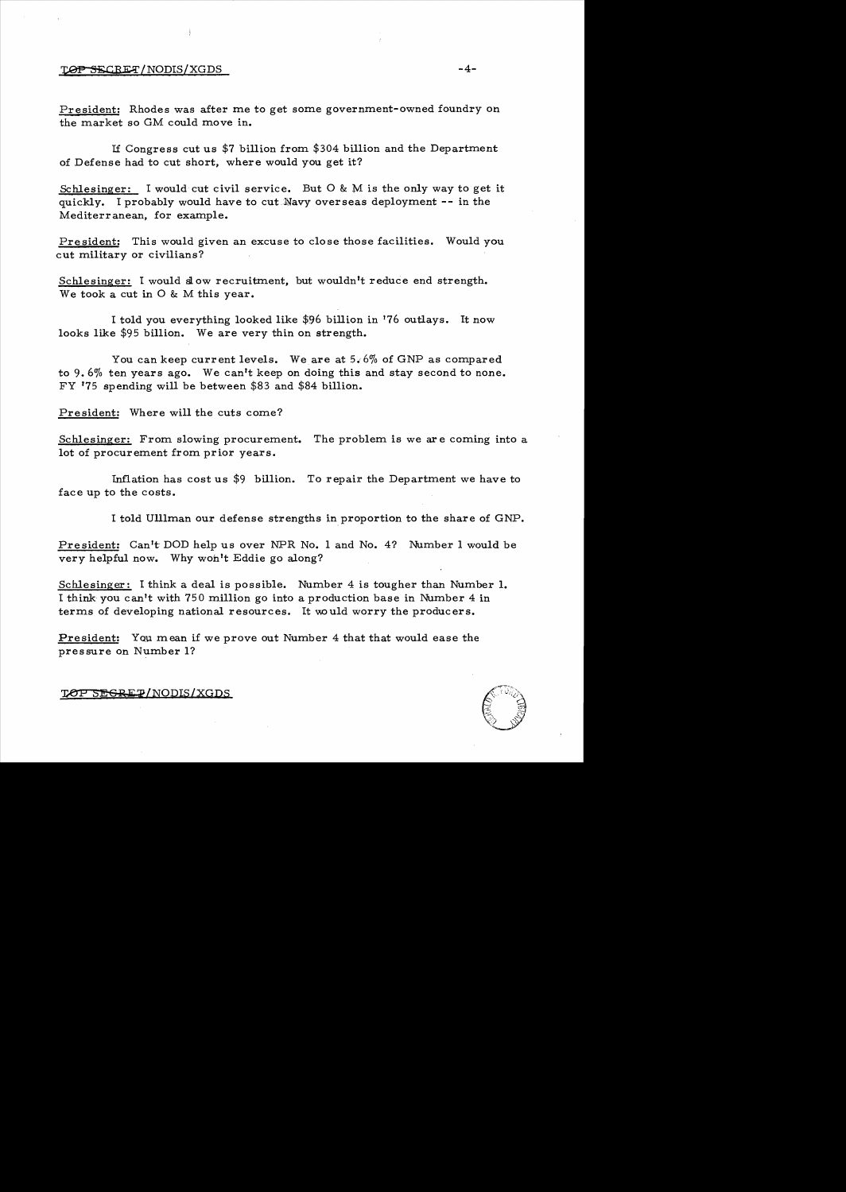President: Rhodes was after me to get some government-owned foundry on the market so GM could move in.

If Congress cut us $7 billion from $304 billion and the Department of Defense had to cut short, where would you get it?

Schlesinger: I would cut civil service. But O & M is the only way to get it quickly. I probably would have to cut Navy overseas deployment -- in the Mediterranean, for example.

President: This would given an excuse to close those facilities. Would you cut military or civilians?

Schlesinger: I would slow recruitment, but wouldn't reduce end strength. We took a cut in O & M this year.

I told you everything looked like $96 billion in '76 outlays. It now looks like $95 billion. We are very thin on strength.

You can keep current levels. We are at 5.6% of GNP as compared to 9.6% ten years ago. We can't keep on doing this and stay second to none. FY '75 spending will be between $83 and $84 billion.

President: Where will the cuts come?

Schlesinger: From slowing procurement. The problem is we are coming into a lot of procurement from prior years.

Inflation has cost us $9 billion. To repair the Department we have to face up to the costs.

I told Ulllman our defense strengths in proportion to the share of GNP.

President: Can't DOD help us over NPR No. 1 and No. 4? Number 1 would be very helpful now. Why won't Eddie go along?

Schlesinger: I think a deal is possible. Number 4 is tougher than Number 1. I think you can't with 750 million go into a production base in Number 4 in terms of developing national resources. It would worry the producers.

President: You mean if we prove out Number 4 that that would ease the pressure on Number 1?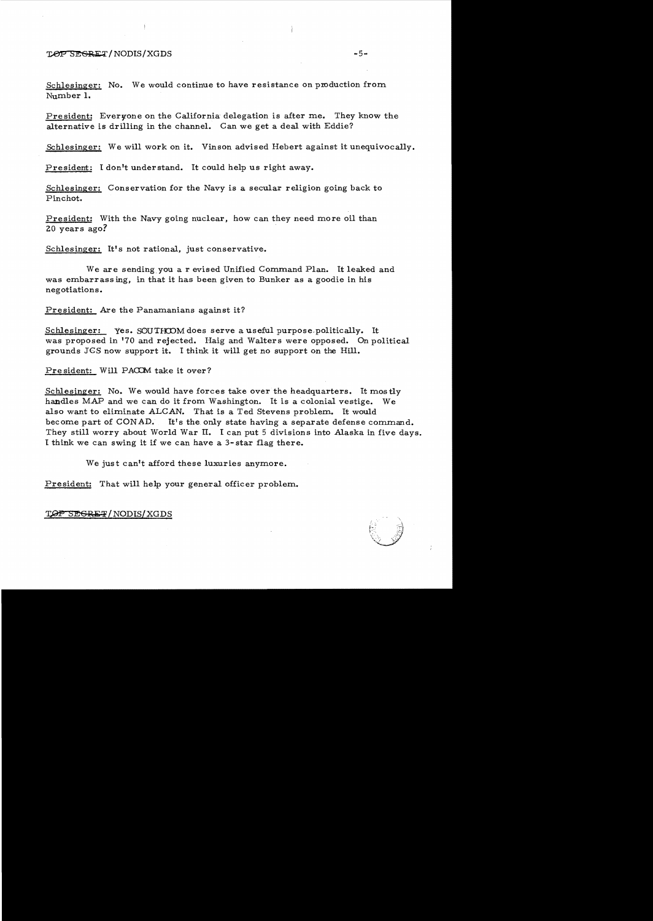Schlesinger: No. We would continue to have resistance on production from Number 1.

President: Everyone on the California delegation is after me. They know the alternative is drilling in the channel. Can we get a deal with Eddie?

Schlesinger: We will work on it. Vinson advised Hebert against it unequivocally.

President: I don't understand. It could help us right away.

Schlesinger: Conservation for the Navy is a secular religion going back to Pinchot.

President: With the Navy going nuclear, how can they need more oil than 20 years ago?

Schlesinger: It's not rational, just conservative.

We are sending you a revised Unified Command Plan. It leaked and was embarrassing, in that it has been given to Bunker as a goodie in his negotiations.

President: Are the Panamanians against it?

Schlesinger: Yes. SOUTHCOM does serve a useful purpose politically. It was proposed in '70 and rejected. Haig and Walters were opposed. On political grounds JCS now support it. I think it will get no support on the Hill.

President: Will PACOM take it over?

Schlesinger: No. We would have forces take over the headquarters. It mostly handles MAP and we can do it from Washington. It is a colonial vestige. We also want to eliminate ALCAN. That is a Ted Stevens problem. It would become part of CONAD. It's the only state having a separate defense command. They still worry about World War II. I can put 5 divisions into Alaska in five days. I think we can swing it if we can have a 3-star flag there.

We just can't afford these luxuries anymore.

President: That will help your general officer problem.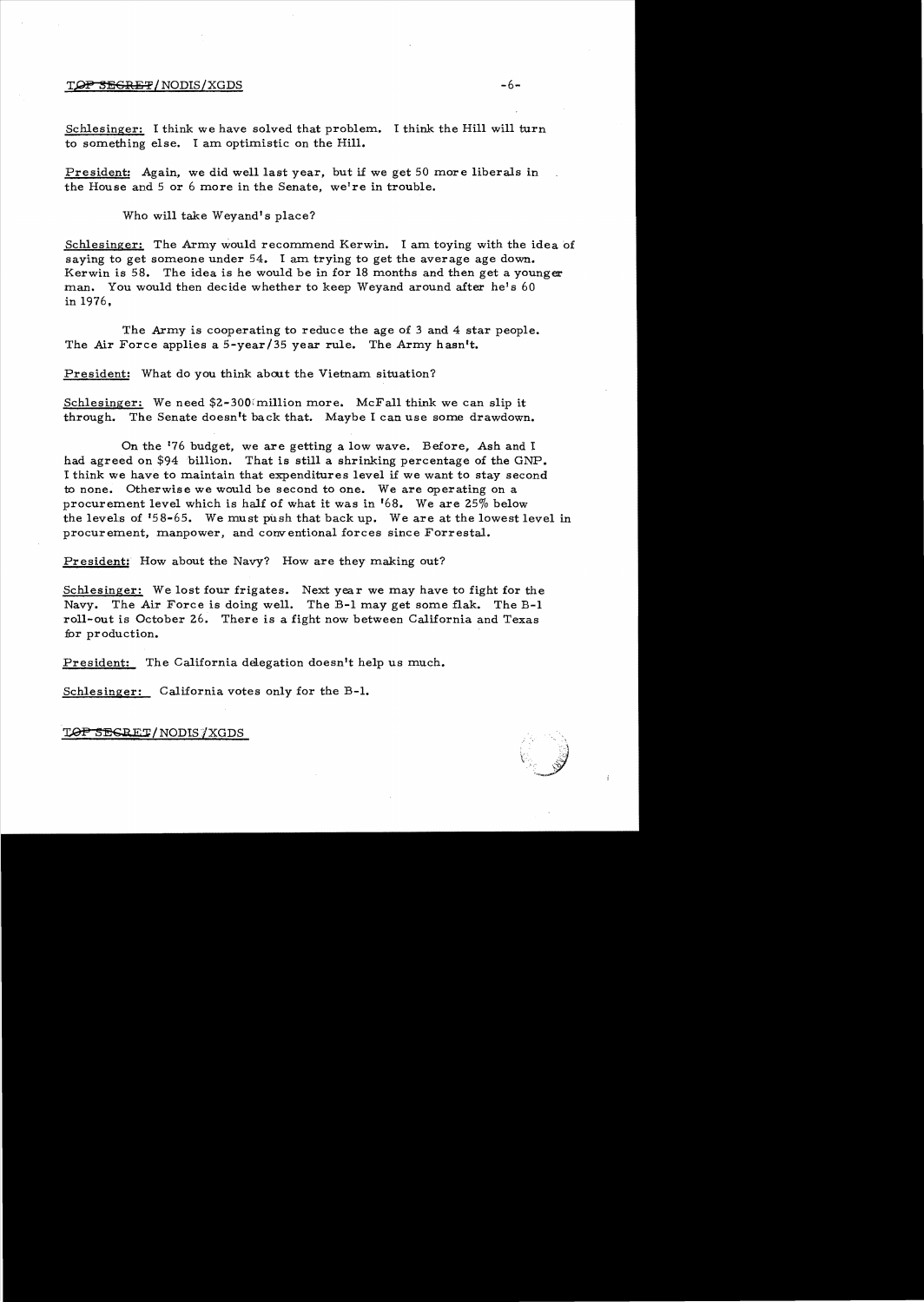Schlesinger: I think we have solved that problem. I think the Hill will turn to something else. I am optimistic on the Hill.

President: Again, we did well last year, but if we get 50 more liberals in the House and 5 or 6 more in the Senate, we're in trouble.

Who will take Weyand's place?

Schlesinger: The Army would recommend Kerwin. I am toying with the idea of saying to get someone under 54. I am trying to get the average age down. Kerwin is 58. The idea is he would be in for 18 months and then get a younger man. You would then decide whether to keep Weyand around after he's 60 in 1976.

The Army is cooperating to reduce the age of 3 and 4 star people. The Air Force applies a 5-year/35 year rule. The Army hasn't.

President: What do you think about the Vietnam situation?

Schlesinger: We need $2-300 million more. McFall think we can slip it through. The Senate doesn't back that. Maybe I can use some drawdown.

On the '76 budget, we are getting a low wave. Before, Ash and I had agreed on $94 billion. That is still a shrinking percentage of the GNP. I think we have to maintain that expenditures level if we want to stay second to none. Otherwise we would be second to one. We are operating on a procurement level which is half of what it was in '68. We are 25% below the levels of '58-65. We must push that back up. We are at the lowest level in procurement, manpower, and conventional forces since Forrestal.

President: How about the Navy? How are they making out?

Schlesinger: We lost four frigates. Next year we may have to fight for the Navy. The Air Force is doing well. The B-1 may get some flak. The B-1 roll-out is October 26. There is a fight now between California and Texas for production.

President: The California delegation doesn't help us much.

Schlesinger: California votes only for the B-1.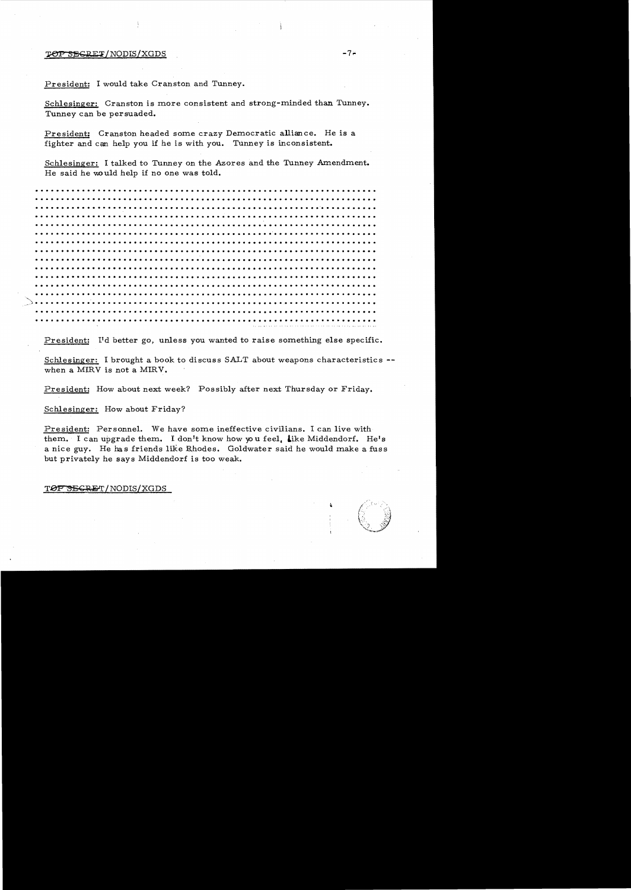President: I would take Cranston and Tunney.

Schlesinger: Cranston is more consistent and strong-minded than Tunney. Tunney can be persuaded.

President: Cranston headed some crazy Democratic alliance. He is a fighter and can help you if he is with you. Tunney is inconsistent.

Schlesinger: I talked to Tunney on the Azores and the Tunney Amendment. He said he would help if no one was told.

..............................................................
..............................................................
..............................................................
..............................................................
..............................................................
..............................................................
..............................................................
..............................................................
..............................................................
..............................................................
..............................................................
..............................................................
..............................................................
..............................................................
..............................................................

President: I'd better go, unless you wanted to raise something else specific.

Schlesinger: I brought a book to discuss SALT about weapons characteristics -- when a MIRV is not a MIRV.

President: How about next week? Possibly after next Thursday or Friday.

Schlesinger: How about Friday?

President: Personnel. We have some ineffective civilians. I can live with them. I can upgrade them. I don't know how you feel, like Middendorf. He's a nice guy. He has friends like Rhodes. Goldwater said he would make a fuss but privately he says Middendorf is too weak.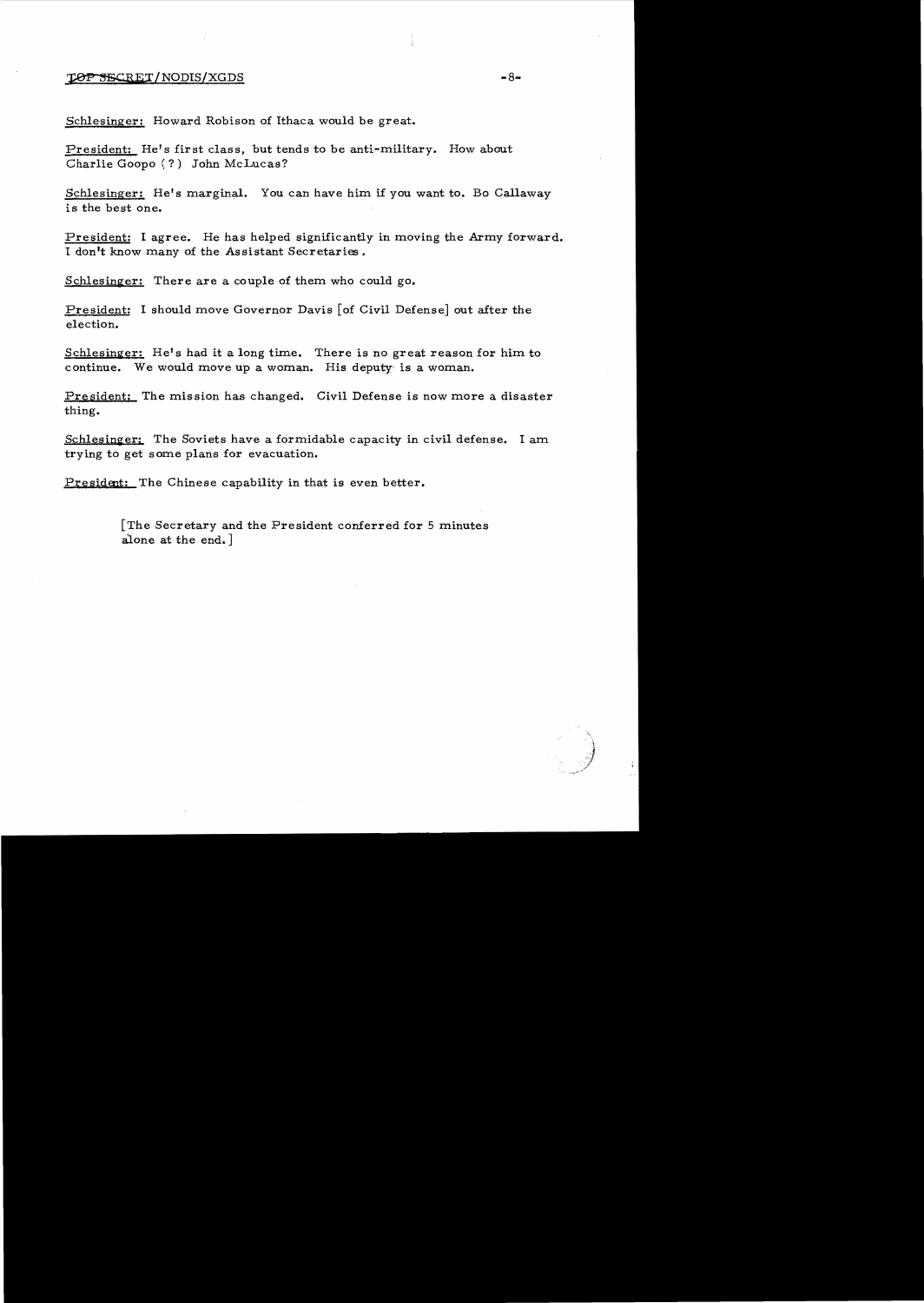Schlesinger: Howard Robison of Ithaca would be great.

President: He's first class, but tends to be anti-military. How about Charlie Goopo (?) John McLucas?

Schlesinger: He's marginal. You can have him if you want to. Bo Callaway is the best one.

President: I agree. He has helped significantly in moving the Army forward. I don't know many of the Assistant Secretaries.

Schlesinger: There are a couple of them who could go.

President: I should move Governor Davis [of Civil Defense] out after the election.

Schlesinger: He's had it a long time. There is no great reason for him to continue. We would move up a woman. His deputy is a woman.

President: The mission has changed. Civil Defense is now more a disaster thing.

Schlesinger: The Soviets have a formidable capacity in civil defense. I am trying to get some plans for evacuation.

President: The Chinese capability in that is even better.

> [The Secretary and the President conferred for 5 minutes alone at the end.]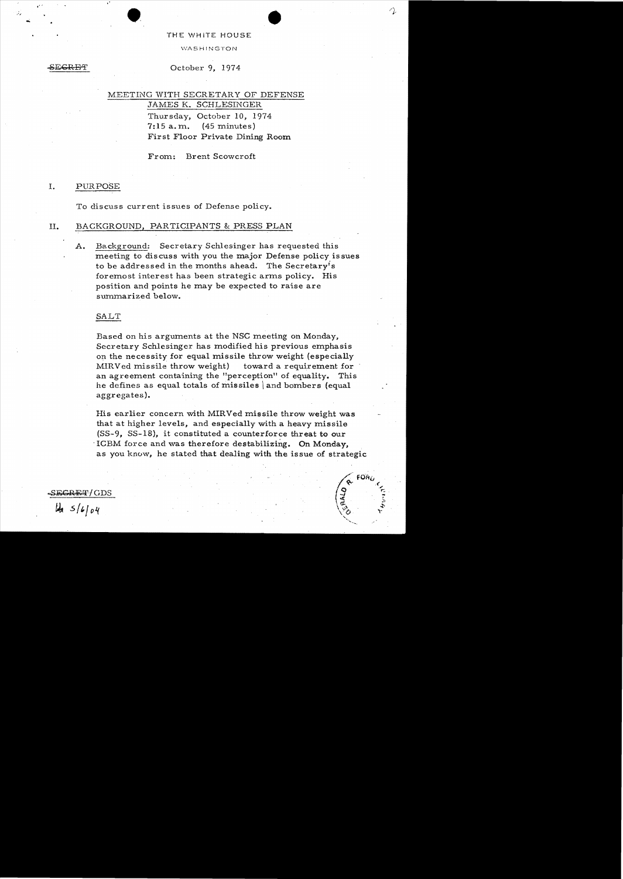THE WHITE HOUSE

WASHINGTON

~~SECRET~~

October 9, 1974

MEETING WITH SECRETARY OF DEFENSE
JAMES K. SCHLESINGER
Thursday, October 10, 1974
7:15 a.m. (45 minutes)
First Floor Private Dining Room

From: Brent Scowcroft

## I. PURPOSE

To discuss current issues of Defense policy.

## II. BACKGROUND, PARTICIPANTS & PRESS PLAN

A. Background: Secretary Schlesinger has requested this meeting to discuss with you the major Defense policy issues to be addressed in the months ahead. The Secretary's foremost interest has been strategic arms policy. His position and points he may be expected to raise are summarized below.

SALT

Based on his arguments at the NSC meeting on Monday, Secretary Schlesinger has modified his previous emphasis on the necessity for equal missile throw weight (especially MIRVed missile throw weight) toward a requirement for an agreement containing the "perception" of equality. This he defines as equal totals of missiles and bombers (equal aggregates).

His earlier concern with MIRVed missile throw weight was that at higher levels, and especially with a heavy missile (SS-9, SS-18), it constituted a counterforce threat to our ICBM force and was therefore destabilizing. On Monday, as you know, he stated that dealing with the issue of strategic

~~SECRET~~/GDS

lb 5/6/04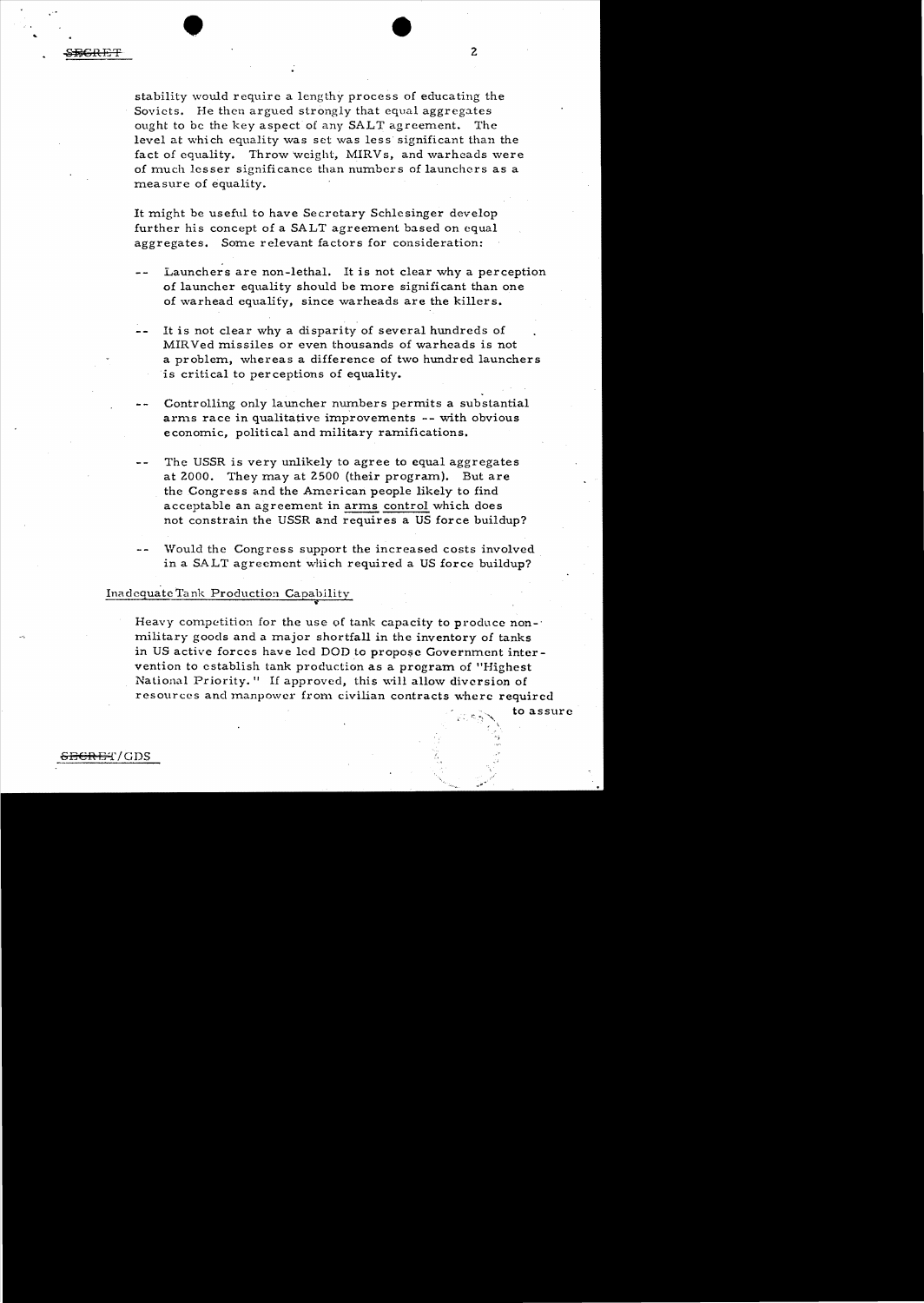stability would require a lengthy process of educating the Soviets. He then argued strongly that equal aggregates ought to be the key aspect of any SALT agreement. The level at which equality was set was less significant than the fact of equality. Throw weight, MIRVs, and warheads were of much lesser significance than numbers of launchers as a measure of equality.

It might be useful to have Secretary Schlesinger develop further his concept of a SALT agreement based on equal aggregates. Some relevant factors for consideration:

- -- Launchers are non-lethal. It is not clear why a perception of launcher equality should be more significant than one of warhead equality, since warheads are the killers.
- -- It is not clear why a disparity of several hundreds of MIRVed missiles or even thousands of warheads is not a problem, whereas a difference of two hundred launchers is critical to perceptions of equality.
- -- Controlling only launcher numbers permits a substantial arms race in qualitative improvements -- with obvious economic, political and military ramifications.
- -- The USSR is very unlikely to agree to equal aggregates at 2000. They may at 2500 (their program). But are the Congress and the American people likely to find acceptable an agreement in arms control which does not constrain the USSR and requires a US force buildup?
- -- Would the Congress support the increased costs involved in a SALT agreement which required a US force buildup?

## Inadequate Tank Production Capability

Heavy competition for the use of tank capacity to produce non-military goods and a major shortfall in the inventory of tanks in US active forces have led DOD to propose Government intervention to establish tank production as a program of "Highest National Priority." If approved, this will allow diversion of resources and manpower from civilian contracts where required to assure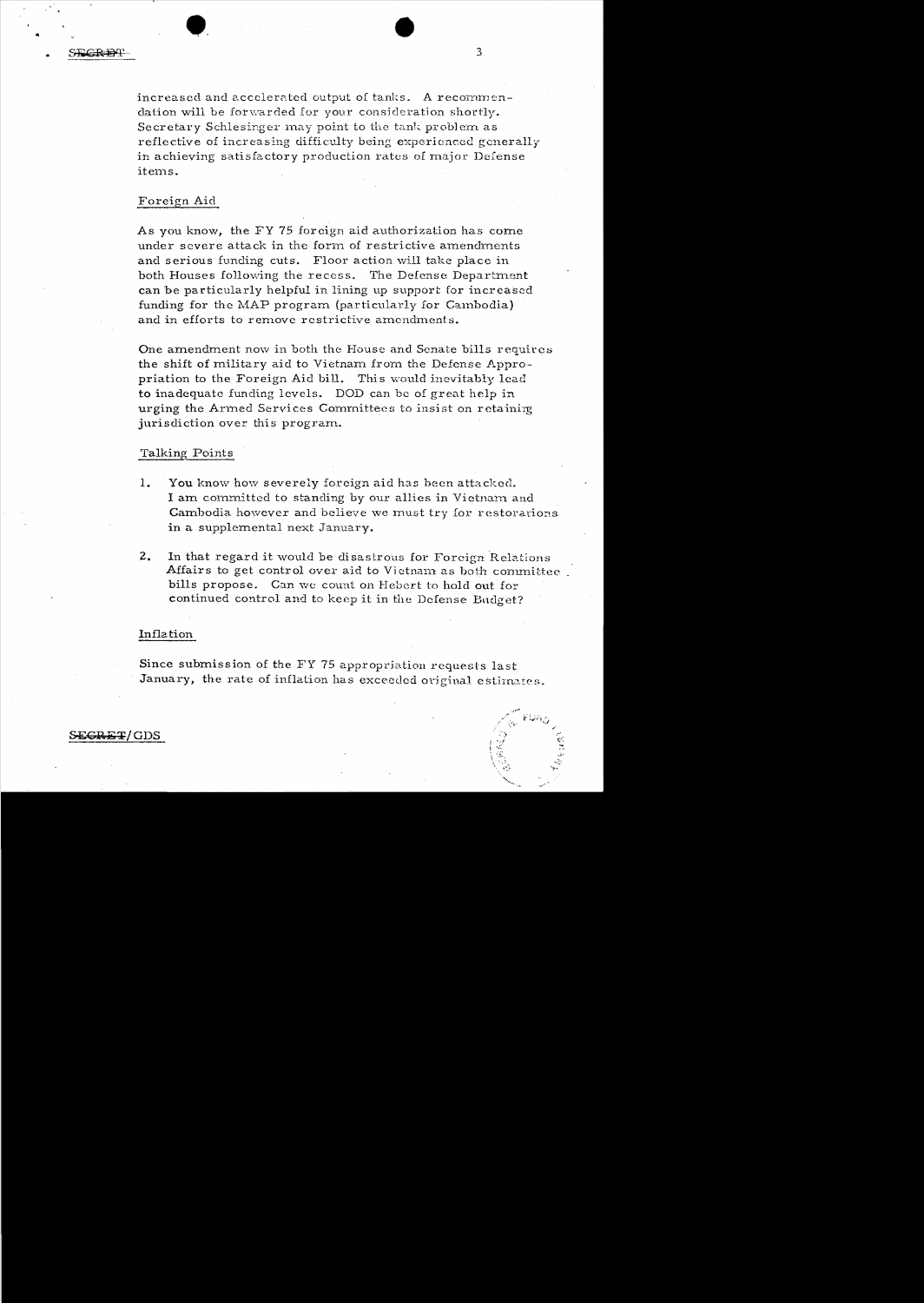increased and accelerated output of tanks. A recommendation will be forwarded for your consideration shortly. Secretary Schlesinger may point to the tank problem as reflective of increasing difficulty being experienced generally in achieving satisfactory production rates of major Defense items.

## Foreign Aid

As you know, the FY 75 foreign aid authorization has come under severe attack in the form of restrictive amendments and serious funding cuts. Floor action will take place in both Houses following the recess. The Defense Department can be particularly helpful in lining up support for increased funding for the MAP program (particularly for Cambodia) and in efforts to remove restrictive amendments.

One amendment now in both the House and Senate bills requires the shift of military aid to Vietnam from the Defense Appropriation to the Foreign Aid bill. This would inevitably lead to inadequate funding levels. DOD can be of great help in urging the Armed Services Committees to insist on retaining jurisdiction over this program.

## Talking Points

1. You know how severely foreign aid has been attacked. I am committed to standing by our allies in Vietnam and Cambodia however and believe we must try for restorations in a supplemental next January.

2. In that regard it would be disastrous for Foreign Relations Affairs to get control over aid to Vietnam as both committee bills propose. Can we count on Hebert to hold out for continued control and to keep it in the Defense Budget?

## Inflation

Since submission of the FY 75 appropriation requests last January, the rate of inflation has exceeded original estimates.

SECRET/GDS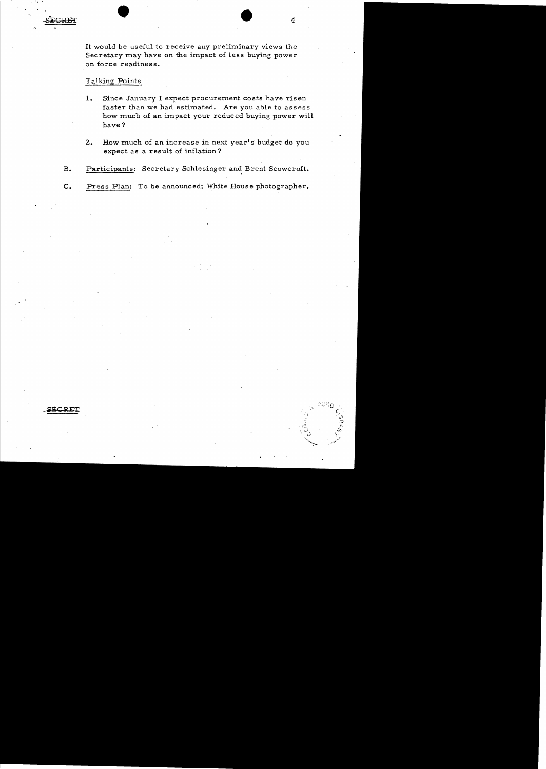SECRET

It would be useful to receive any preliminary views the Secretary may have on the impact of less buying power on force readiness.

Talking Points

1. Since January I expect procurement costs have risen faster than we had estimated. Are you able to assess how much of an impact your reduced buying power will have?

2. How much of an increase in next year's budget do you expect as a result of inflation?

B. Participants: Secretary Schlesinger and Brent Scowcroft.

C. Press Plan: To be announced; White House photographer.

SECRET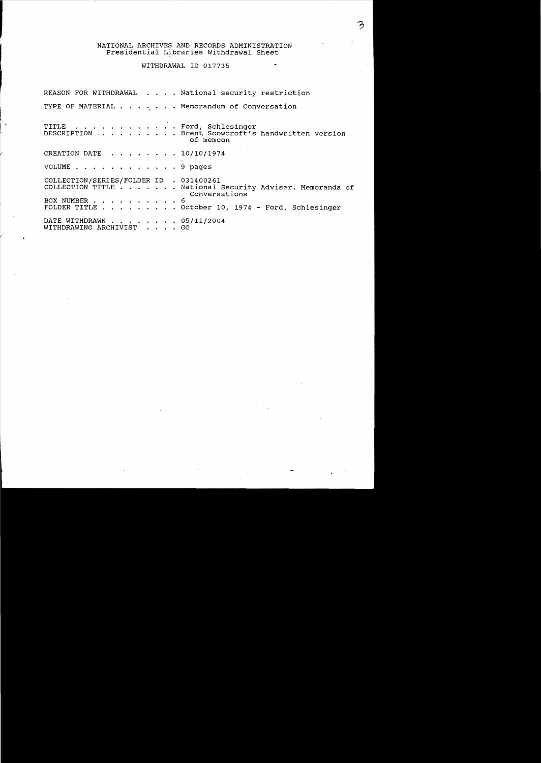NATIONAL ARCHIVES AND RECORDS ADMINISTRATION
Presidential Libraries Withdrawal Sheet

WITHDRAWAL ID 017735

| | |
|---|---|
| REASON FOR WITHDRAWAL | National security restriction |
| TYPE OF MATERIAL | Memorandum of Conversation |
| TITLE | Ford, Schlesinger |
| DESCRIPTION | Brent Scowcroft's handwritten version of memcon |
| CREATION DATE | 10/10/1974 |
| VOLUME | 9 pages |
| COLLECTION/SERIES/FOLDER ID | 031400261 |
| COLLECTION TITLE | National Security Adviser. Memoranda of Conversations |
| BOX NUMBER | 6 |
| FOLDER TITLE | October 10, 1974 - Ford, Schlesinger |
| DATE WITHDRAWN | 05/11/2004 |
| WITHDRAWING ARCHIVIST | GG |